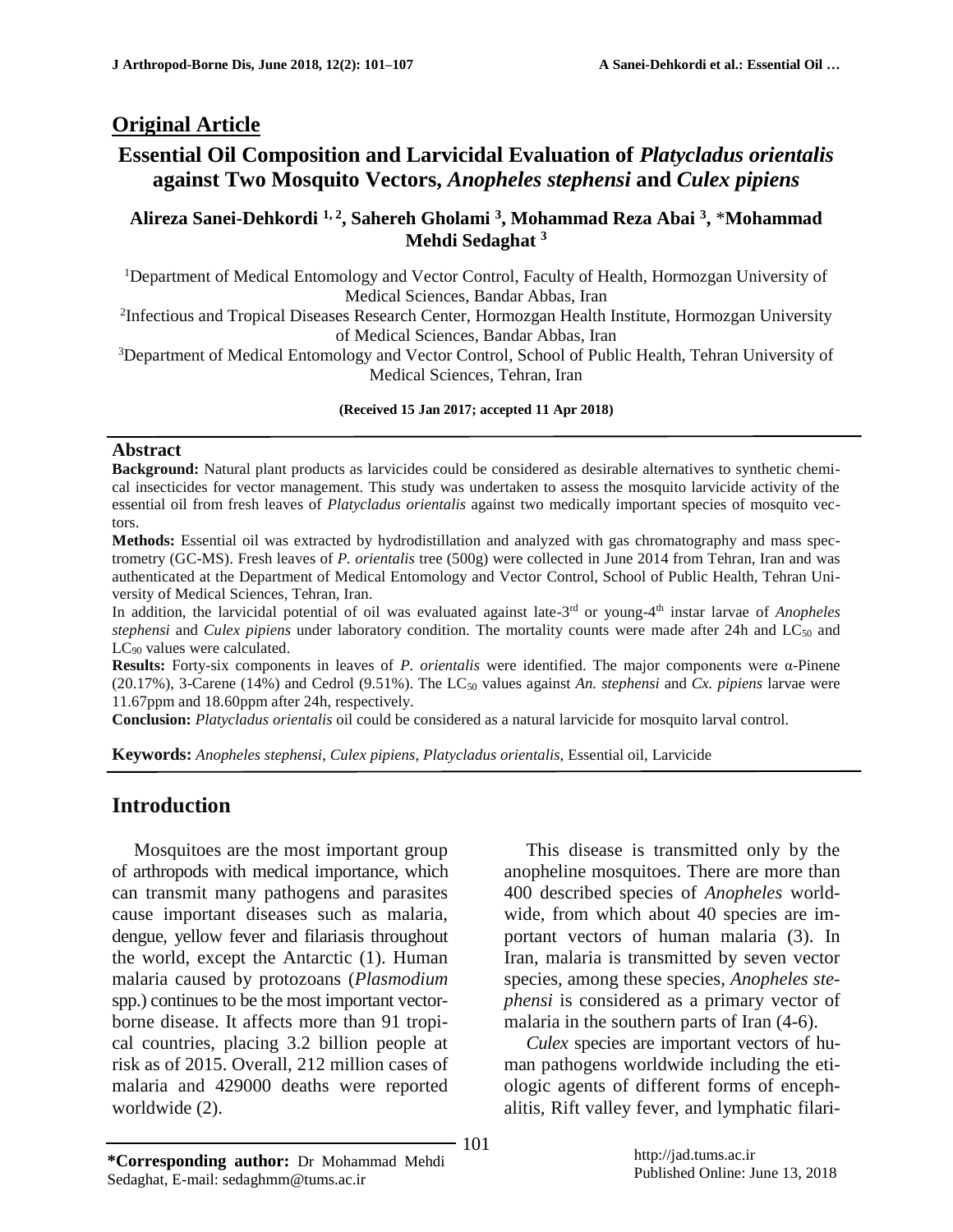## Original Article

# Essential Oil Composition and Larvicidal Evaluation of *Platycladus orientalis* against Two Mosquito Vectors, *Anopheles stephensi* and *Culex pipiens*

**Alireza Sanei-Dehkordi [1, 2], Sahereh Gholami [3], Mohammad Reza Abai [3], \*Mohammad Mehdi Sedaghat [3]**

[1]Department of Medical Entomology and Vector Control, Faculty of Health, Hormozgan University of Medical Sciences, Bandar Abbas, Iran

[2]Infectious and Tropical Diseases Research Center, Hormozgan Health Institute, Hormozgan University of Medical Sciences, Bandar Abbas, Iran

[3]Department of Medical Entomology and Vector Control, School of Public Health, Tehran University of Medical Sciences, Tehran, Iran

**(Received 15 Jan 2017; accepted 11 Apr 2018)**

### Abstract

**Background:** Natural plant products as larvicides could be considered as desirable alternatives to synthetic chemical insecticides for vector management. This study was undertaken to assess the mosquito larvicide activity of the essential oil from fresh leaves of *Platycladus orientalis* against two medically important species of mosquito vectors.

**Methods:** Essential oil was extracted by hydrodistillation and analyzed with gas chromatography and mass spectrometry (GC-MS). Fresh leaves of *P. orientalis* tree (500g) were collected in June 2014 from Tehran, Iran and was authenticated at the Department of Medical Entomology and Vector Control, School of Public Health, Tehran University of Medical Sciences, Tehran, Iran.

In addition, the larvicidal potential of oil was evaluated against late-3rd or young-4th instar larvae of *Anopheles stephensi* and *Culex pipiens* under laboratory condition. The mortality counts were made after 24h and $LC_{50}$ and $LC_{90}$ values were calculated.

**Results:** Forty-six components in leaves of *P. orientalis* were identified. The major components were α-Pinene (20.17%), 3-Carene (14%) and Cedrol (9.51%). The $LC_{50}$ values against *An. stephensi* and *Cx. pipiens* larvae were 11.67ppm and 18.60ppm after 24h, respectively.

**Conclusion:** *Platycladus orientalis* oil could be considered as a natural larvicide for mosquito larval control.

**Keywords:** *Anopheles stephensi*, *Culex pipiens*, *Platycladus orientalis*, Essential oil, Larvicide

## Introduction

Mosquitoes are the most important group of arthropods with medical importance, which can transmit many pathogens and parasites cause important diseases such as malaria, dengue, yellow fever and filariasis throughout the world, except the Antarctic (1). Human malaria caused by protozoans (*Plasmodium* spp.) continues to be the most important vector-borne disease. It affects more than 91 tropical countries, placing 3.2 billion people at risk as of 2015. Overall, 212 million cases of malaria and 429000 deaths were reported worldwide (2).

This disease is transmitted only by the anopheline mosquitoes. There are more than 400 described species of *Anopheles* worldwide, from which about 40 species are important vectors of human malaria (3). In Iran, malaria is transmitted by seven vector species, among these species, *Anopheles stephensi* is considered as a primary vector of malaria in the southern parts of Iran (4-6).

*Culex* species are important vectors of human pathogens worldwide including the etiologic agents of different forms of encephalitis, Rift valley fever, and lymphatic filari-

**\*Corresponding author:** Dr Mohammad Mehdi Sedaghat, E-mail: sedaghmm@tums.ac.ir

http://jad.tums.ac.ir
Published Online: June 13, 2018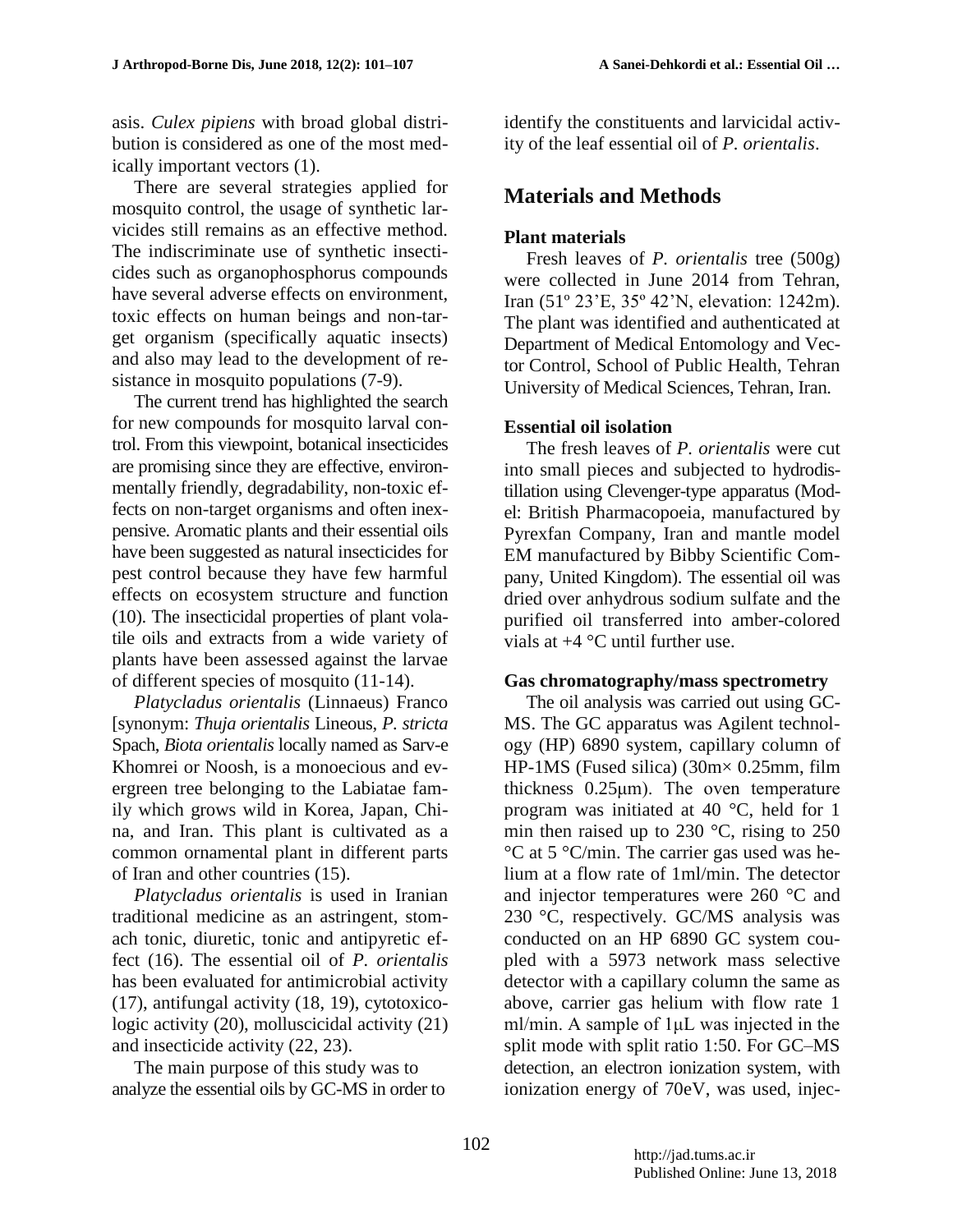asis. *Culex pipiens* with broad global distribution is considered as one of the most medically important vectors (1).

There are several strategies applied for mosquito control, the usage of synthetic larvicides still remains as an effective method. The indiscriminate use of synthetic insecticides such as organophosphorus compounds have several adverse effects on environment, toxic effects on human beings and non-target organism (specifically aquatic insects) and also may lead to the development of resistance in mosquito populations (7-9).

The current trend has highlighted the search for new compounds for mosquito larval control. From this viewpoint, botanical insecticides are promising since they are effective, environmentally friendly, degradability, non-toxic effects on non-target organisms and often inexpensive. Aromatic plants and their essential oils have been suggested as natural insecticides for pest control because they have few harmful effects on ecosystem structure and function (10). The insecticidal properties of plant volatile oils and extracts from a wide variety of plants have been assessed against the larvae of different species of mosquito (11-14).

*Platycladus orientalis* (Linnaeus) Franco [synonym: *Thuja orientalis* Lineous, *P. stricta* Spach, *Biota orientalis* locally named as Sarv-e Khomrei or Noosh, is a monoecious and evergreen tree belonging to the Labiatae family which grows wild in Korea, Japan, China, and Iran. This plant is cultivated as a common ornamental plant in different parts of Iran and other countries (15).

*Platycladus orientalis* is used in Iranian traditional medicine as an astringent, stomach tonic, diuretic, tonic and antipyretic effect (16). The essential oil of *P. orientalis* has been evaluated for antimicrobial activity (17), antifungal activity (18, 19), cytotoxicologic activity (20), molluscicidal activity (21) and insecticide activity (22, 23).

The main purpose of this study was to analyze the essential oils by GC-MS in order to identify the constituents and larvicidal activity of the leaf essential oil of *P. orientalis*.

## Materials and Methods

### Plant materials

Fresh leaves of *P. orientalis* tree (500g) were collected in June 2014 from Tehran, Iran (51º 23'E, 35º 42'N, elevation: 1242m). The plant was identified and authenticated at Department of Medical Entomology and Vector Control, School of Public Health, Tehran University of Medical Sciences, Tehran, Iran.

### Essential oil isolation

The fresh leaves of *P. orientalis* were cut into small pieces and subjected to hydrodistillation using Clevenger-type apparatus (Model: British Pharmacopoeia, manufactured by Pyrexfan Company, Iran and mantle model EM manufactured by Bibby Scientific Company, United Kingdom). The essential oil was dried over anhydrous sodium sulfate and the purified oil transferred into amber-colored vials at +4 °C until further use.

### Gas chromatography/mass spectrometry

The oil analysis was carried out using GC-MS. The GC apparatus was Agilent technology (HP) 6890 system, capillary column of HP-1MS (Fused silica) (30m× 0.25mm, film thickness 0.25μm). The oven temperature program was initiated at 40 °C, held for 1 min then raised up to 230 °C, rising to 250 °C at 5 °C/min. The carrier gas used was helium at a flow rate of 1ml/min. The detector and injector temperatures were 260 °C and 230 °C, respectively. GC/MS analysis was conducted on an HP 6890 GC system coupled with a 5973 network mass selective detector with a capillary column the same as above, carrier gas helium with flow rate 1 ml/min. A sample of 1μL was injected in the split mode with split ratio 1:50. For GC–MS detection, an electron ionization system, with ionization energy of 70eV, was used, injec-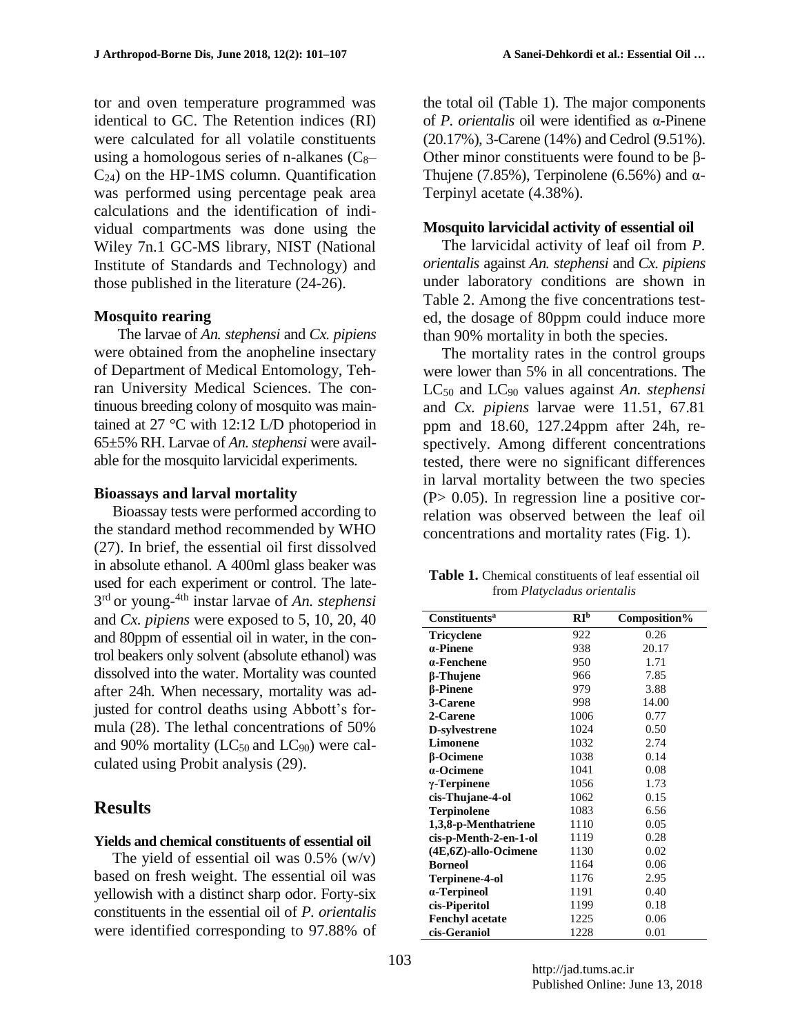tor and oven temperature programmed was identical to GC. The Retention indices (RI) were calculated for all volatile constituents using a homologous series of n-alkanes ($C_8$–$C_{24}$) on the HP-1MS column. Quantification was performed using percentage peak area calculations and the identification of individual compartments was done using the Wiley 7n.1 GC-MS library, NIST (National Institute of Standards and Technology) and those published in the literature (24-26).

### Mosquito rearing

The larvae of *An. stephensi* and *Cx. pipiens* were obtained from the anopheline insectary of Department of Medical Entomology, Tehran University Medical Sciences. The continuous breeding colony of mosquito was maintained at 27 °C with 12:12 L/D photoperiod in 65±5% RH. Larvae of *An. stephensi* were available for the mosquito larvicidal experiments.

### Bioassays and larval mortality

Bioassay tests were performed according to the standard method recommended by WHO (27). In brief, the essential oil first dissolved in absolute ethanol. A 400ml glass beaker was used for each experiment or control. The late-3rd or young-4th instar larvae of *An. stephensi* and *Cx. pipiens* were exposed to 5, 10, 20, 40 and 80ppm of essential oil in water, in the control beakers only solvent (absolute ethanol) was dissolved into the water. Mortality was counted after 24h. When necessary, mortality was adjusted for control deaths using Abbott's formula (28). The lethal concentrations of 50% and 90% mortality ($LC_{50}$ and $LC_{90}$) were calculated using Probit analysis (29).

## Results

### Yields and chemical constituents of essential oil

The yield of essential oil was 0.5% (w/v) based on fresh weight. The essential oil was yellowish with a distinct sharp odor. Forty-six constituents in the essential oil of *P. orientalis* were identified corresponding to 97.88% of the total oil (Table 1). The major components of *P. orientalis* oil were identified as α-Pinene (20.17%), 3-Carene (14%) and Cedrol (9.51%). Other minor constituents were found to be β-Thujene (7.85%), Terpinolene (6.56%) and α-Terpinyl acetate (4.38%).

### Mosquito larvicidal activity of essential oil

The larvicidal activity of leaf oil from *P. orientalis* against *An. stephensi* and *Cx. pipiens* under laboratory conditions are shown in Table 2. Among the five concentrations tested, the dosage of 80ppm could induce more than 90% mortality in both the species.

The mortality rates in the control groups were lower than 5% in all concentrations. The $LC_{50}$ and $LC_{90}$ values against *An. stephensi* and *Cx. pipiens* larvae were 11.51, 67.81 ppm and 18.60, 127.24ppm after 24h, respectively. Among different concentrations tested, there were no significant differences in larval mortality between the two species ($P > 0.05$). In regression line a positive correlation was observed between the leaf oil concentrations and mortality rates (Fig. 1).

**Table 1.** Chemical constituents of leaf essential oil from *Platycladus orientalis*

| Constituents[a] | RI[b] | Composition% |
|---|---|---|
| **Tricyclene** | 922 | 0.26 |
| **α-Pinene** | 938 | 20.17 |
| **α-Fenchene** | 950 | 1.71 |
| **β-Thujene** | 966 | 7.85 |
| **β-Pinene** | 979 | 3.88 |
| **3-Carene** | 998 | 14.00 |
| **2-Carene** | 1006 | 0.77 |
| **D-sylvestrene** | 1024 | 0.50 |
| **Limonene** | 1032 | 2.74 |
| **β-Ocimene** | 1038 | 0.14 |
| **α-Ocimene** | 1041 | 0.08 |
| **γ-Terpinene** | 1056 | 1.73 |
| **cis-Thujane-4-ol** | 1062 | 0.15 |
| **Terpinolene** | 1083 | 6.56 |
| **1,3,8-p-Menthatriene** | 1110 | 0.05 |
| **cis-p-Menth-2-en-1-ol** | 1119 | 0.28 |
| **(4E,6Z)-allo-Ocimene** | 1130 | 0.02 |
| **Borneol** | 1164 | 0.06 |
| **Terpinene-4-ol** | 1176 | 2.95 |
| **α-Terpineol** | 1191 | 0.40 |
| **cis-Piperitol** | 1199 | 0.18 |
| **Fenchyl acetate** | 1225 | 0.06 |
| **cis-Geraniol** | 1228 | 0.01 |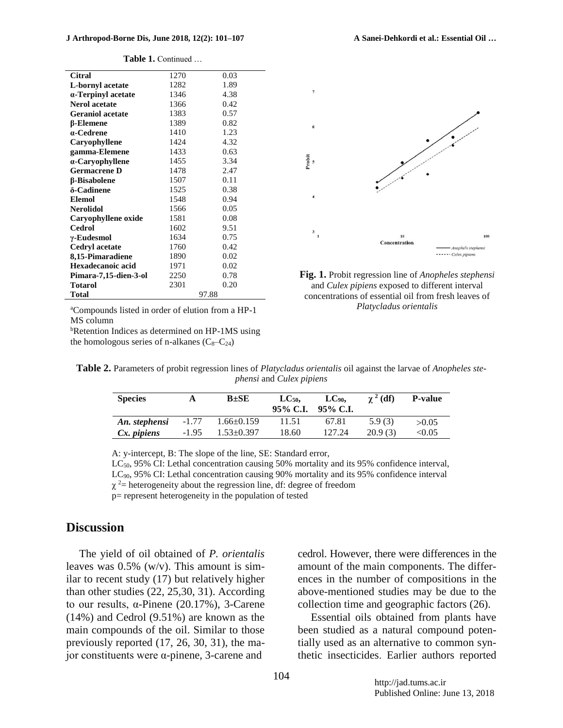**Table 1.** Continued …

| | | |
|---|---|---|
| **Citral** | 1270 | 0.03 |
| **L-bornyl acetate** | 1282 | 1.89 |
| **α-Terpinyl acetate** | 1346 | 4.38 |
| **Nerol acetate** | 1366 | 0.42 |
| **Geraniol acetate** | 1383 | 0.57 |
| **β-Elemene** | 1389 | 0.82 |
| **α-Cedrene** | 1410 | 1.23 |
| **Caryophyllene** | 1424 | 4.32 |
| **gamma-Elemene** | 1433 | 0.63 |
| **α-Caryophyllene** | 1455 | 3.34 |
| **Germacrene D** | 1478 | 2.47 |
| **β-Bisabolene** | 1507 | 0.11 |
| **δ-Cadinene** | 1525 | 0.38 |
| **Elemol** | 1548 | 0.94 |
| **Nerolidol** | 1566 | 0.05 |
| **Caryophyllene oxide** | 1581 | 0.08 |
| **Cedrol** | 1602 | 9.51 |
| **γ-Eudesmol** | 1634 | 0.75 |
| **Cedryl acetate** | 1760 | 0.42 |
| **8,15-Pimaradiene** | 1890 | 0.02 |
| **Hexadecanoic acid** | 1971 | 0.02 |
| **Pimara-7,15-dien-3-ol** | 2250 | 0.78 |
| **Totarol** | 2301 | 0.20 |
| **Total** | | 97.88 |

[a]Compounds listed in order of elution from a HP-1 MS column

[b]Retention Indices as determined on HP-1MS using the homologous series of n-alkanes ($C_8$–$C_{24}$)

**Fig. 1.** Probit regression line of *Anopheles stephensi* and *Culex pipiens* exposed to different interval concentrations of essential oil from fresh leaves of *Platycladus orientalis*

**Table 2.** Parameters of probit regression lines of *Platycladus orientalis* oil against the larvae of *Anopheles stephensi* and *Culex pipiens*

| Species | A | B±SE | $LC_{50}$, 95% C.I. | $LC_{90}$, 95% C.I. | $\chi^2$ (df) | P-value |
|---|---|---|---|---|---|---|
| *An. stephensi* | -1.77 | 1.66±0.159 | 11.51 | 67.81 | 5.9 (3) | >0.05 |
| *Cx. pipiens* | -1.95 | 1.53±0.397 | 18.60 | 127.24 | 20.9 (3) | <0.05 |

A: y-intercept, B: The slope of the line, SE: Standard error,
$LC_{50}$, 95% CI: Lethal concentration causing 50% mortality and its 95% confidence interval,
$LC_{90}$, 95% CI: Lethal concentration causing 90% mortality and its 95% confidence interval
$\chi^2$= heterogeneity about the regression line, df: degree of freedom
p= represent heterogeneity in the population of tested

## Discussion

The yield of oil obtained of *P. orientalis* leaves was 0.5% (w/v). This amount is similar to recent study (17) but relatively higher than other studies (22, 25,30, 31). According to our results, α-Pinene (20.17%), 3-Carene (14%) and Cedrol (9.51%) are known as the main compounds of the oil. Similar to those previously reported (17, 26, 30, 31), the major constituents were α-pinene, 3-carene and cedrol. However, there were differences in the amount of the main components. The differences in the number of compositions in the above-mentioned studies may be due to the collection time and geographic factors (26).

Essential oils obtained from plants have been studied as a natural compound potentially used as an alternative to common synthetic insecticides. Earlier authors reported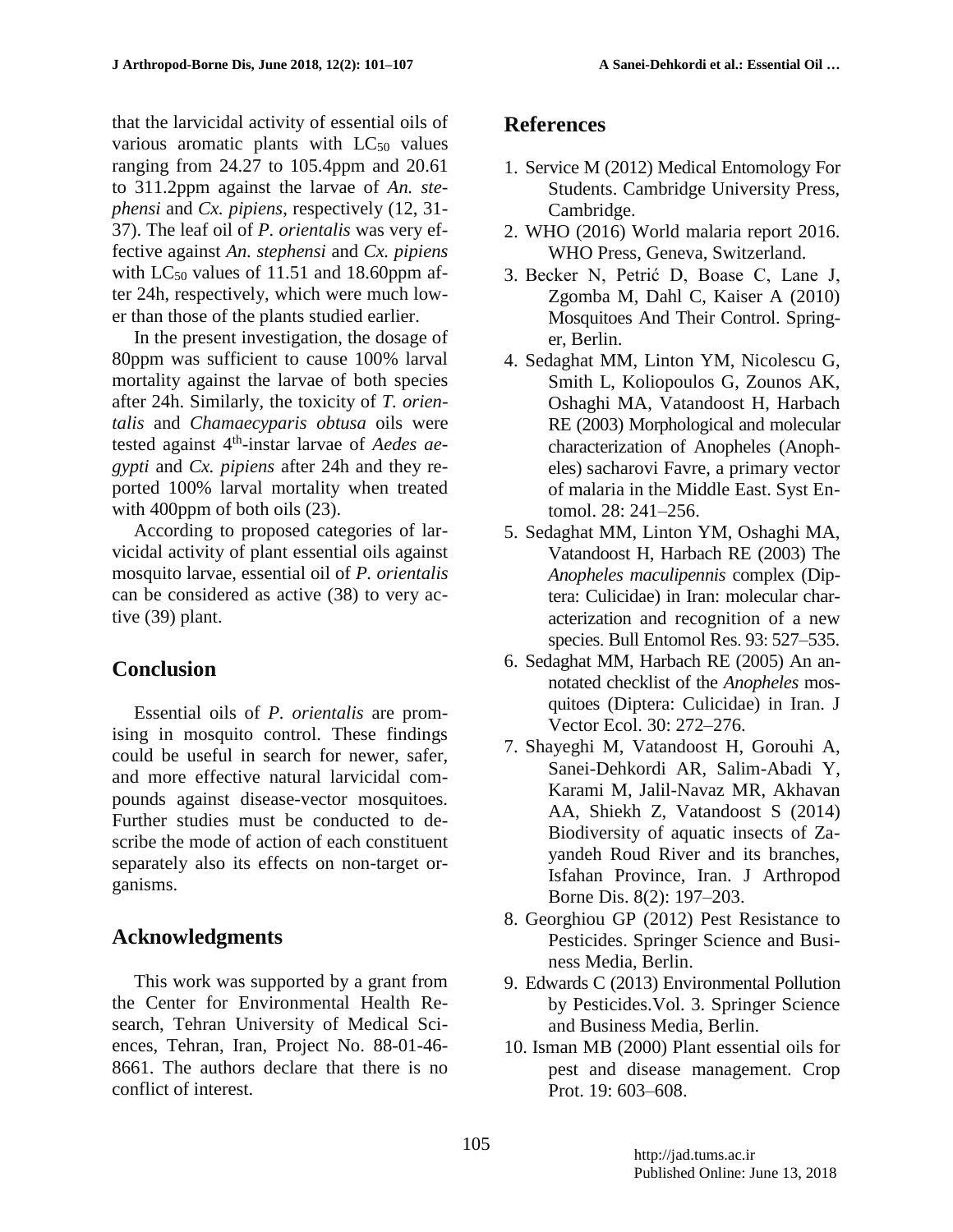that the larvicidal activity of essential oils of various aromatic plants with $LC_{50}$ values ranging from 24.27 to 105.4ppm and 20.61 to 311.2ppm against the larvae of *An. stephensi* and *Cx. pipiens*, respectively (12, 31-37). The leaf oil of *P. orientalis* was very effective against *An. stephensi* and *Cx. pipiens* with $LC_{50}$ values of 11.51 and 18.60ppm after 24h, respectively, which were much lower than those of the plants studied earlier.

In the present investigation, the dosage of 80ppm was sufficient to cause 100% larval mortality against the larvae of both species after 24h. Similarly, the toxicity of *T. orientalis* and *Chamaecyparis obtusa* oils were tested against 4$^{th}$-instar larvae of *Aedes aegypti* and *Cx. pipiens* after 24h and they reported 100% larval mortality when treated with 400ppm of both oils (23).

According to proposed categories of larvicidal activity of plant essential oils against mosquito larvae, essential oil of *P. orientalis* can be considered as active (38) to very active (39) plant.

## Conclusion

Essential oils of *P. orientalis* are promising in mosquito control. These findings could be useful in search for newer, safer, and more effective natural larvicidal compounds against disease-vector mosquitoes. Further studies must be conducted to describe the mode of action of each constituent separately also its effects on non-target organisms.

## Acknowledgments

This work was supported by a grant from the Center for Environmental Health Research, Tehran University of Medical Sciences, Tehran, Iran, Project No. 88-01-46-8661. The authors declare that there is no conflict of interest.

## References

1. Service M (2012) Medical Entomology For Students. Cambridge University Press, Cambridge.
2. WHO (2016) World malaria report 2016. WHO Press, Geneva, Switzerland.
3. Becker N, Petrić D, Boase C, Lane J, Zgomba M, Dahl C, Kaiser A (2010) Mosquitoes And Their Control. Springer, Berlin.
4. Sedaghat MM, Linton YM, Nicolescu G, Smith L, Koliopoulos G, Zounos AK, Oshaghi MA, Vatandoost H, Harbach RE (2003) Morphological and molecular characterization of Anopheles (Anopheles) sacharovi Favre, a primary vector of malaria in the Middle East. Syst Entomol. 28: 241–256.
5. Sedaghat MM, Linton YM, Oshaghi MA, Vatandoost H, Harbach RE (2003) The *Anopheles maculipennis* complex (Diptera: Culicidae) in Iran: molecular characterization and recognition of a new species. Bull Entomol Res. 93: 527–535.
6. Sedaghat MM, Harbach RE (2005) An annotated checklist of the *Anopheles* mosquitoes (Diptera: Culicidae) in Iran. J Vector Ecol. 30: 272–276.
7. Shayeghi M, Vatandoost H, Gorouhi A, Sanei-Dehkordi AR, Salim-Abadi Y, Karami M, Jalil-Navaz MR, Akhavan AA, Shiekh Z, Vatandoost S (2014) Biodiversity of aquatic insects of Zayandeh Roud River and its branches, Isfahan Province, Iran. J Arthropod Borne Dis. 8(2): 197–203.
8. Georghiou GP (2012) Pest Resistance to Pesticides. Springer Science and Business Media, Berlin.
9. Edwards C (2013) Environmental Pollution by Pesticides.Vol. 3. Springer Science and Business Media, Berlin.
10. Isman MB (2000) Plant essential oils for pest and disease management. Crop Prot. 19: 603–608.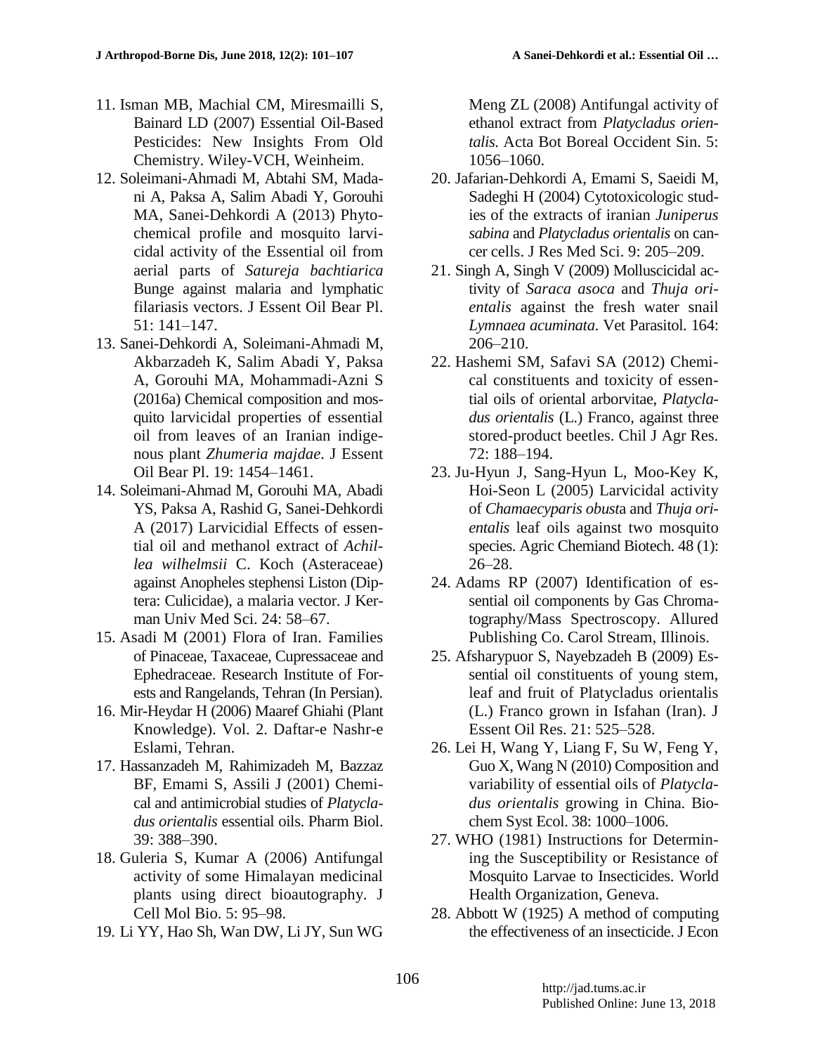11. Isman MB, Machial CM, Miresmailli S, Bainard LD (2007) Essential Oil-Based Pesticides: New Insights From Old Chemistry. Wiley-VCH, Weinheim.
12. Soleimani-Ahmadi M, Abtahi SM, Madani A, Paksa A, Salim Abadi Y, Gorouhi MA, Sanei-Dehkordi A (2013) Phytochemical profile and mosquito larvicidal activity of the Essential oil from aerial parts of *Satureja bachtiarica* Bunge against malaria and lymphatic filariasis vectors. J Essent Oil Bear Pl. 51: 141–147.
13. Sanei-Dehkordi A, Soleimani-Ahmadi M, Akbarzadeh K, Salim Abadi Y, Paksa A, Gorouhi MA, Mohammadi-Azni S (2016a) Chemical composition and mosquito larvicidal properties of essential oil from leaves of an Iranian indigenous plant *Zhumeria majdae*. J Essent Oil Bear Pl. 19: 1454–1461.
14. Soleimani-Ahmad M, Gorouhi MA, Abadi YS, Paksa A, Rashid G, Sanei-Dehkordi A (2017) Larvicidial Effects of essential oil and methanol extract of *Achillea wilhelmsii* C. Koch (Asteraceae) against Anopheles stephensi Liston (Diptera: Culicidae), a malaria vector. J Kerman Univ Med Sci. 24: 58–67.
15. Asadi M (2001) Flora of Iran. Families of Pinaceae, Taxaceae, Cupressaceae and Ephedraceae. Research Institute of Forests and Rangelands, Tehran (In Persian).
16. Mir-Heydar H (2006) Maaref Ghiahi (Plant Knowledge). Vol. 2. Daftar-e Nashr-e Eslami, Tehran.
17. Hassanzadeh M, Rahimizadeh M, Bazzaz BF, Emami S, Assili J (2001) Chemical and antimicrobial studies of *Platycladus orientalis* essential oils. Pharm Biol. 39: 388–390.
18. Guleria S, Kumar A (2006) Antifungal activity of some Himalayan medicinal plants using direct bioautography. J Cell Mol Bio. 5: 95–98.
19. Li YY, Hao Sh, Wan DW, Li JY, Sun WG Meng ZL (2008) Antifungal activity of ethanol extract from *Platycladus orientalis.* Acta Bot Boreal Occident Sin. 5: 1056–1060.
20. Jafarian-Dehkordi A, Emami S, Saeidi M, Sadeghi H (2004) Cytotoxicologic studies of the extracts of iranian *Juniperus sabina* and *Platycladus orientalis* on cancer cells. J Res Med Sci. 9: 205–209.
21. Singh A, Singh V (2009) Molluscicidal activity of *Saraca asoca* and *Thuja orientalis* against the fresh water snail *Lymnaea acuminata*. Vet Parasitol. 164: 206–210.
22. Hashemi SM, Safavi SA (2012) Chemical constituents and toxicity of essential oils of oriental arborvitae, *Platycladus orientalis* (L.) Franco, against three stored-product beetles. Chil J Agr Res. 72: 188–194.
23. Ju-Hyun J, Sang-Hyun L, Moo-Key K, Hoi-Seon L (2005) Larvicidal activity of *Chamaecyparis obusta* and *Thuja orientalis* leaf oils against two mosquito species. Agric Chemiand Biotech. 48 (1): 26–28.
24. Adams RP (2007) Identification of essential oil components by Gas Chromatography/Mass Spectroscopy. Allured Publishing Co. Carol Stream, Illinois.
25. Afsharypuor S, Nayebzadeh B (2009) Essential oil constituents of young stem, leaf and fruit of Platycladus orientalis (L.) Franco grown in Isfahan (Iran). J Essent Oil Res. 21: 525–528.
26. Lei H, Wang Y, Liang F, Su W, Feng Y, Guo X, Wang N (2010) Composition and variability of essential oils of *Platycladus orientalis* growing in China. Biochem Syst Ecol. 38: 1000–1006.
27. WHO (1981) Instructions for Determining the Susceptibility or Resistance of Mosquito Larvae to Insecticides. World Health Organization, Geneva.
28. Abbott W (1925) A method of computing the effectiveness of an insecticide. J Econ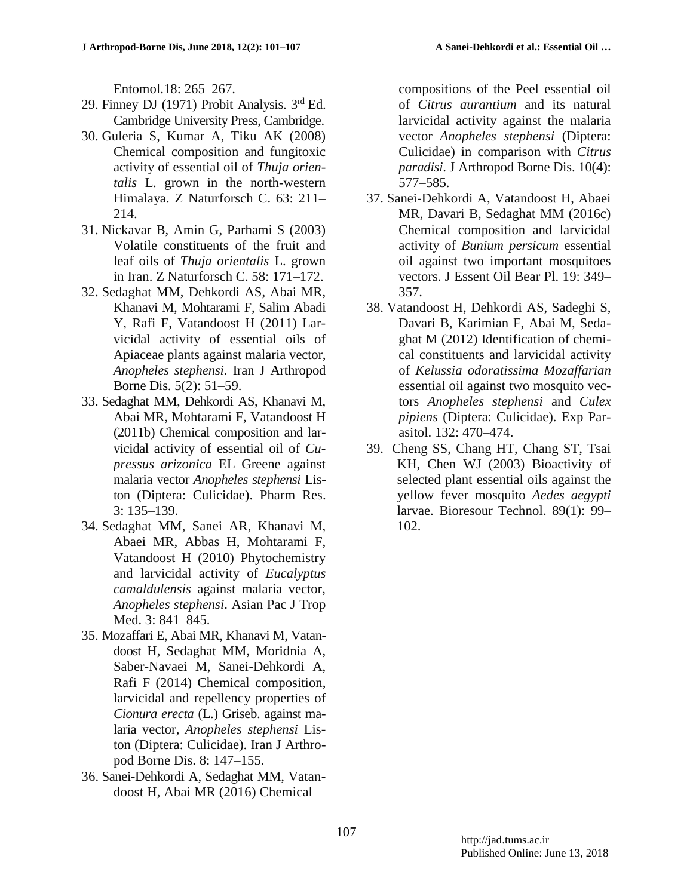Entomol.18: 265–267.

29. Finney DJ (1971) Probit Analysis. 3rd Ed. Cambridge University Press, Cambridge.
30. Guleria S, Kumar A, Tiku AK (2008) Chemical composition and fungitoxic activity of essential oil of *Thuja orientalis* L. grown in the north-western Himalaya. Z Naturforsch C. 63: 211–214.
31. Nickavar B, Amin G, Parhami S (2003) Volatile constituents of the fruit and leaf oils of *Thuja orientalis* L. grown in Iran. Z Naturforsch C. 58: 171–172.
32. Sedaghat MM, Dehkordi AS, Abai MR, Khanavi M, Mohtarami F, Salim Abadi Y, Rafi F, Vatandoost H (2011) Larvicidal activity of essential oils of Apiaceae plants against malaria vector, *Anopheles stephensi*. Iran J Arthropod Borne Dis. 5(2): 51–59.
33. Sedaghat MM, Dehkordi AS, Khanavi M, Abai MR, Mohtarami F, Vatandoost H (2011b) Chemical composition and larvicidal activity of essential oil of *Cupressus arizonica* EL Greene against malaria vector *Anopheles stephensi* Liston (Diptera: Culicidae). Pharm Res. 3: 135–139.
34. Sedaghat MM, Sanei AR, Khanavi M, Abaei MR, Abbas H, Mohtarami F, Vatandoost H (2010) Phytochemistry and larvicidal activity of *Eucalyptus camaldulensis* against malaria vector, *Anopheles stephensi*. Asian Pac J Trop Med. 3: 841–845.
35. Mozaffari E, Abai MR, Khanavi M, Vatandoost H, Sedaghat MM, Moridnia A, Saber-Navaei M, Sanei-Dehkordi A, Rafi F (2014) Chemical composition, larvicidal and repellency properties of *Cionura erecta* (L.) Griseb. against malaria vector, *Anopheles stephensi* Liston (Diptera: Culicidae). Iran J Arthropod Borne Dis. 8: 147–155.
36. Sanei-Dehkordi A, Sedaghat MM, Vatandoost H, Abai MR (2016) Chemical compositions of the Peel essential oil of *Citrus aurantium* and its natural larvicidal activity against the malaria vector *Anopheles stephensi* (Diptera: Culicidae) in comparison with *Citrus paradisi*. J Arthropod Borne Dis. 10(4): 577–585.
37. Sanei-Dehkordi A, Vatandoost H, Abaei MR, Davari B, Sedaghat MM (2016c) Chemical composition and larvicidal activity of *Bunium persicum* essential oil against two important mosquitoes vectors. J Essent Oil Bear Pl. 19: 349–357.
38. Vatandoost H, Dehkordi AS, Sadeghi S, Davari B, Karimian F, Abai M, Sedaghat M (2012) Identification of chemical constituents and larvicidal activity of *Kelussia odoratissima Mozaffarian* essential oil against two mosquito vectors *Anopheles stephensi* and *Culex pipiens* (Diptera: Culicidae). Exp Parasitol. 132: 470–474.
39. Cheng SS, Chang HT, Chang ST, Tsai KH, Chen WJ (2003) Bioactivity of selected plant essential oils against the yellow fever mosquito *Aedes aegypti* larvae. Bioresour Technol. 89(1): 99–102.